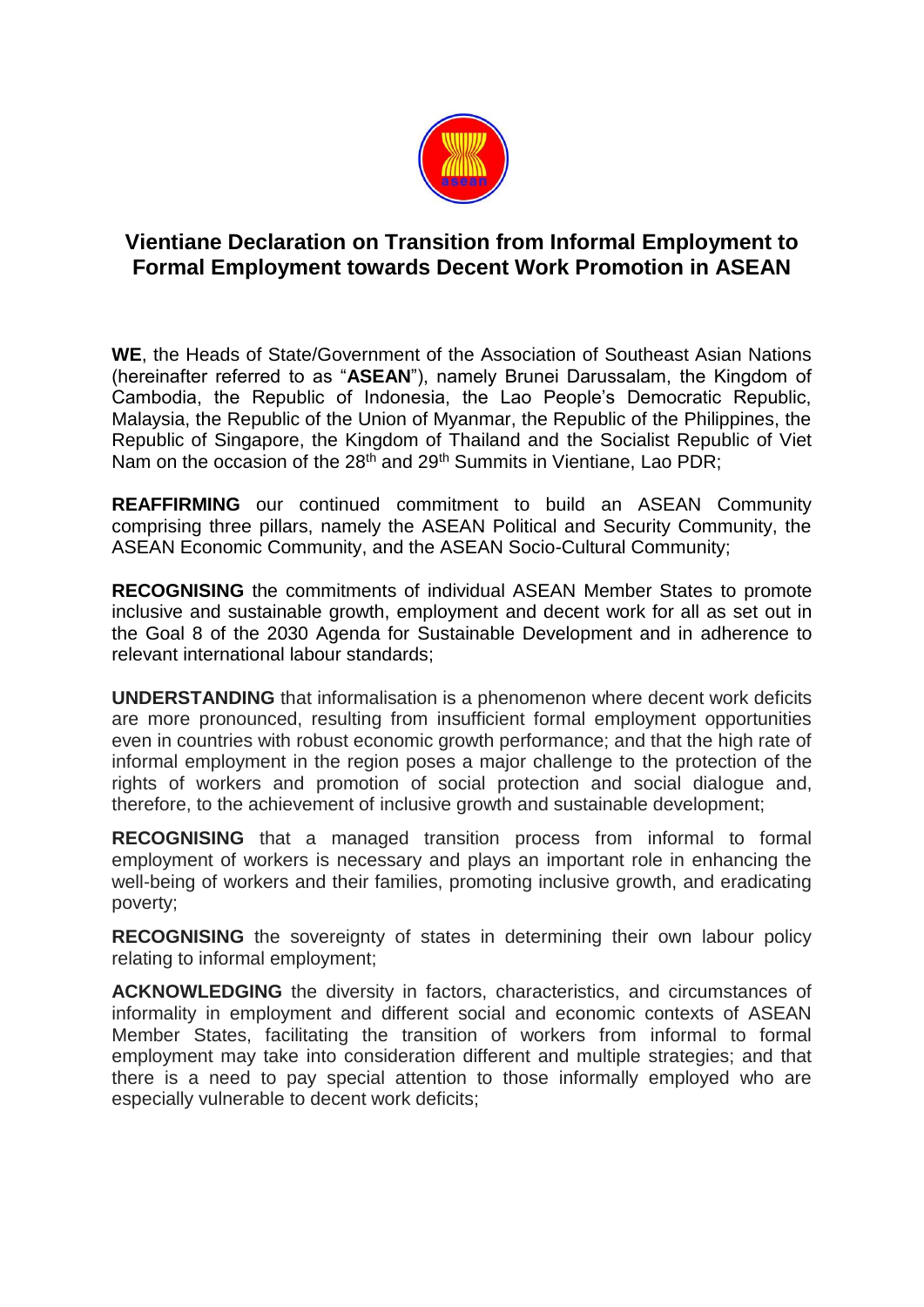# Vientiane Declaration on Transition from Informal Employment to Formal Employment towards Decent Work Promotion in ASEAN

**WE**, the Heads of State/Government of the Association of Southeast Asian Nations (hereinafter referred to as "**ASEAN**"), namely Brunei Darussalam, the Kingdom of Cambodia, the Republic of Indonesia, the Lao People's Democratic Republic, Malaysia, the Republic of the Union of Myanmar, the Republic of the Philippines, the Republic of Singapore, the Kingdom of Thailand and the Socialist Republic of Viet Nam on the occasion of the 28th and 29th Summits in Vientiane, Lao PDR;

**REAFFIRMING** our continued commitment to build an ASEAN Community comprising three pillars, namely the ASEAN Political and Security Community, the ASEAN Economic Community, and the ASEAN Socio-Cultural Community;

**RECOGNISING** the commitments of individual ASEAN Member States to promote inclusive and sustainable growth, employment and decent work for all as set out in the Goal 8 of the 2030 Agenda for Sustainable Development and in adherence to relevant international labour standards;

**UNDERSTANDING** that informalisation is a phenomenon where decent work deficits are more pronounced, resulting from insufficient formal employment opportunities even in countries with robust economic growth performance; and that the high rate of informal employment in the region poses a major challenge to the protection of the rights of workers and promotion of social protection and social dialogue and, therefore, to the achievement of inclusive growth and sustainable development;

**RECOGNISING** that a managed transition process from informal to formal employment of workers is necessary and plays an important role in enhancing the well-being of workers and their families, promoting inclusive growth, and eradicating poverty;

**RECOGNISING** the sovereignty of states in determining their own labour policy relating to informal employment;

**ACKNOWLEDGING** the diversity in factors, characteristics, and circumstances of informality in employment and different social and economic contexts of ASEAN Member States, facilitating the transition of workers from informal to formal employment may take into consideration different and multiple strategies; and that there is a need to pay special attention to those informally employed who are especially vulnerable to decent work deficits;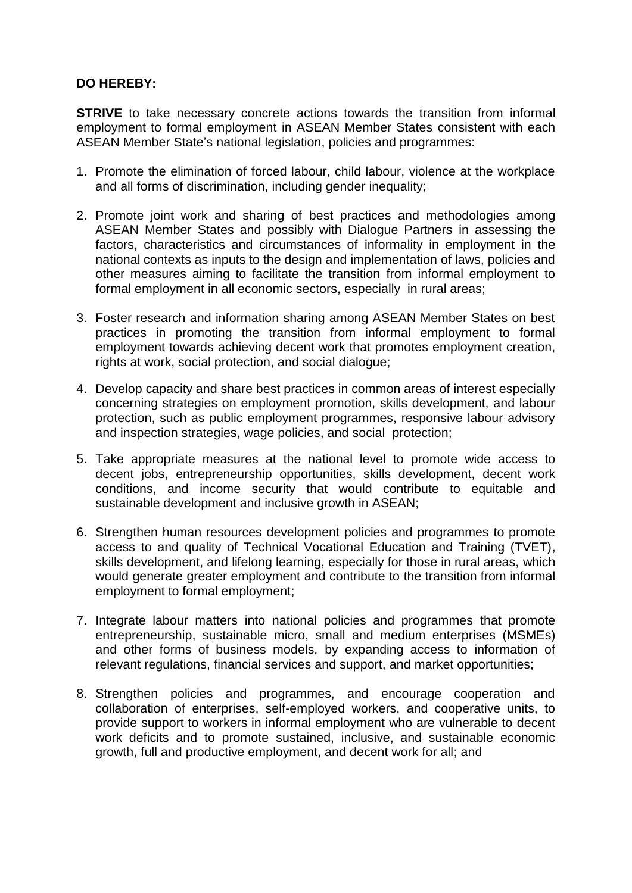**DO HEREBY:**

**STRIVE** to take necessary concrete actions towards the transition from informal employment to formal employment in ASEAN Member States consistent with each ASEAN Member State's national legislation, policies and programmes:

1. Promote the elimination of forced labour, child labour, violence at the workplace and all forms of discrimination, including gender inequality;

2. Promote joint work and sharing of best practices and methodologies among ASEAN Member States and possibly with Dialogue Partners in assessing the factors, characteristics and circumstances of informality in employment in the national contexts as inputs to the design and implementation of laws, policies and other measures aiming to facilitate the transition from informal employment to formal employment in all economic sectors, especially in rural areas;

3. Foster research and information sharing among ASEAN Member States on best practices in promoting the transition from informal employment to formal employment towards achieving decent work that promotes employment creation, rights at work, social protection, and social dialogue;

4. Develop capacity and share best practices in common areas of interest especially concerning strategies on employment promotion, skills development, and labour protection, such as public employment programmes, responsive labour advisory and inspection strategies, wage policies, and social protection;

5. Take appropriate measures at the national level to promote wide access to decent jobs, entrepreneurship opportunities, skills development, decent work conditions, and income security that would contribute to equitable and sustainable development and inclusive growth in ASEAN;

6. Strengthen human resources development policies and programmes to promote access to and quality of Technical Vocational Education and Training (TVET), skills development, and lifelong learning, especially for those in rural areas, which would generate greater employment and contribute to the transition from informal employment to formal employment;

7. Integrate labour matters into national policies and programmes that promote entrepreneurship, sustainable micro, small and medium enterprises (MSMEs) and other forms of business models, by expanding access to information of relevant regulations, financial services and support, and market opportunities;

8. Strengthen policies and programmes, and encourage cooperation and collaboration of enterprises, self-employed workers, and cooperative units, to provide support to workers in informal employment who are vulnerable to decent work deficits and to promote sustained, inclusive, and sustainable economic growth, full and productive employment, and decent work for all; and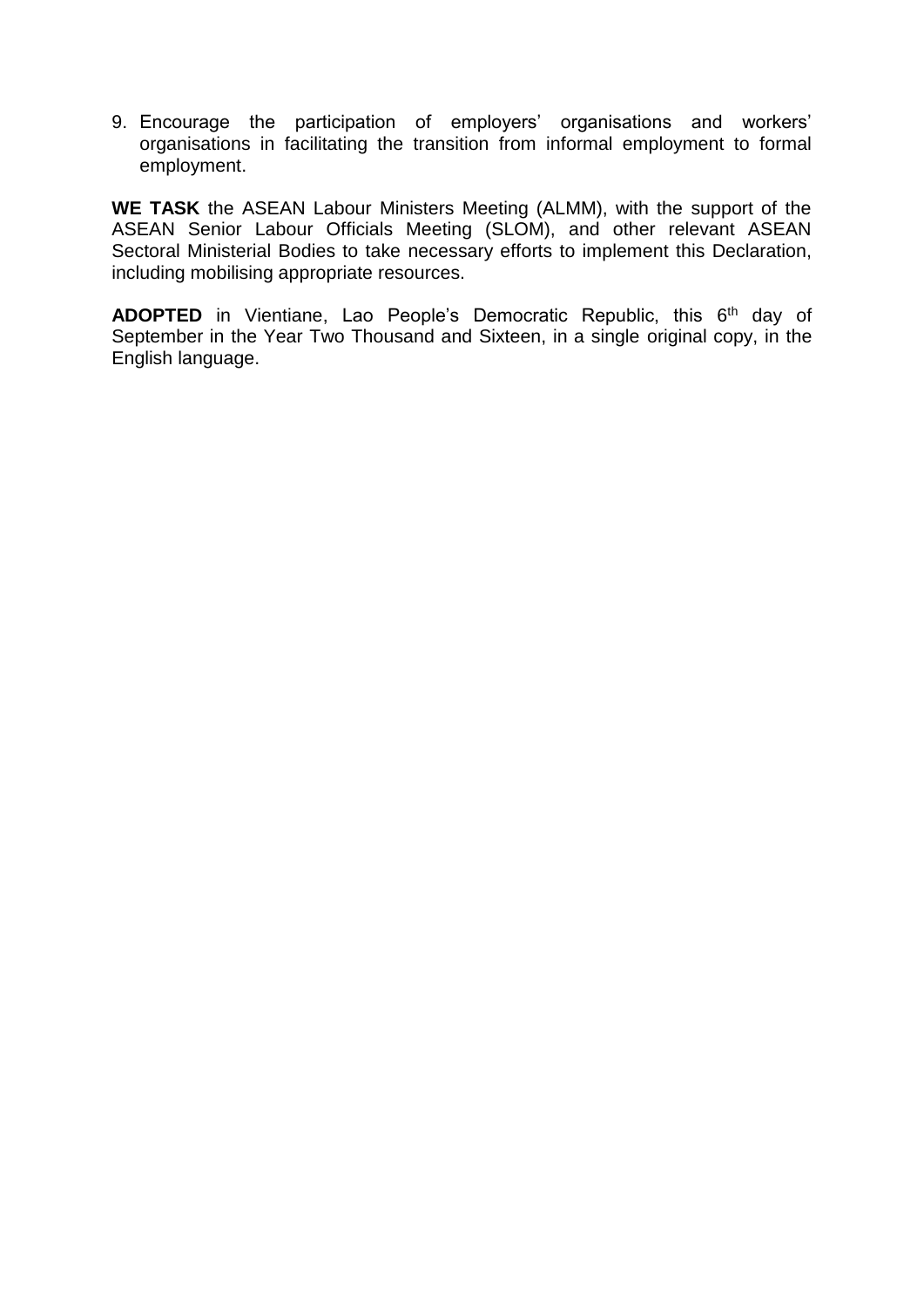9. Encourage the participation of employers' organisations and workers' organisations in facilitating the transition from informal employment to formal employment.

**WE TASK** the ASEAN Labour Ministers Meeting (ALMM), with the support of the ASEAN Senior Labour Officials Meeting (SLOM), and other relevant ASEAN Sectoral Ministerial Bodies to take necessary efforts to implement this Declaration, including mobilising appropriate resources.

**ADOPTED** in Vientiane, Lao People's Democratic Republic, this 6th day of September in the Year Two Thousand and Sixteen, in a single original copy, in the English language.